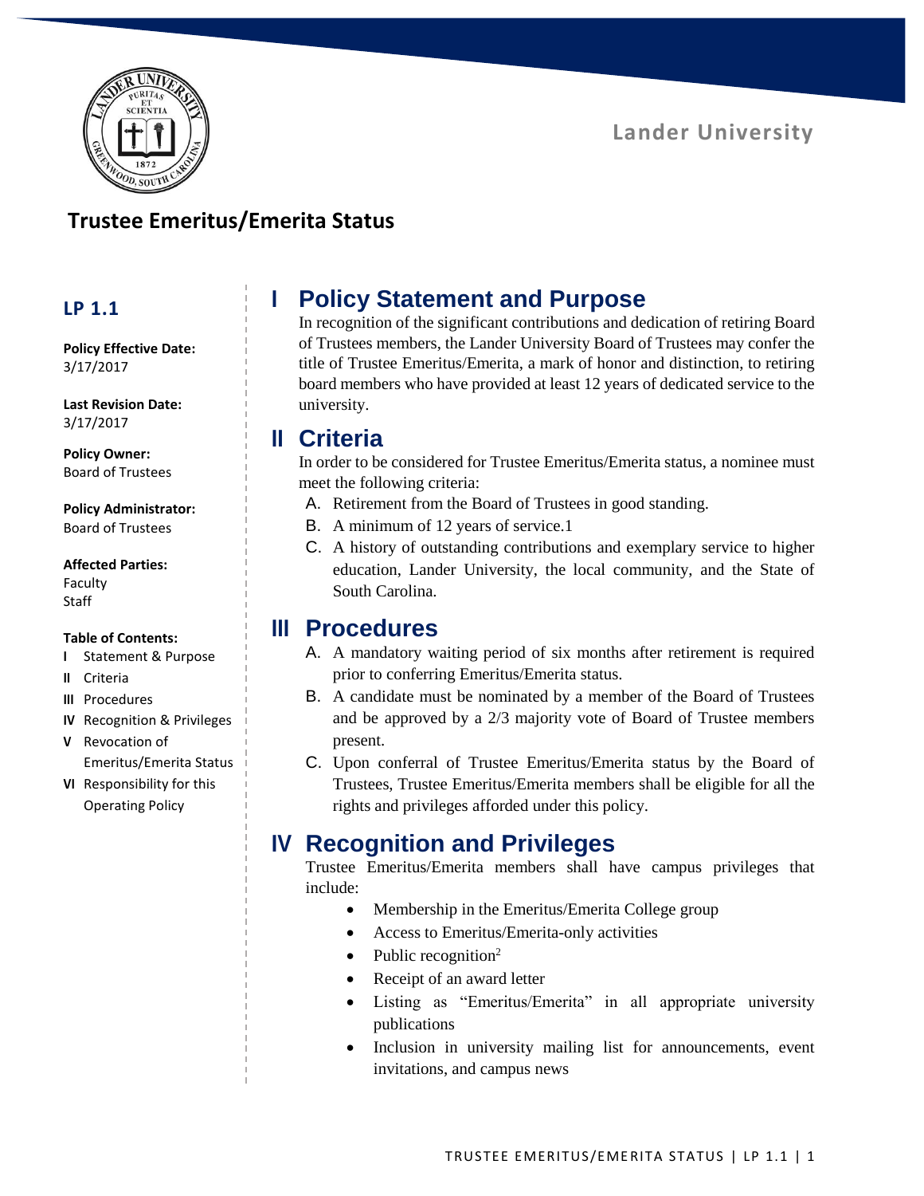Lander University

# Trustee Emeritus/Emerita Status

**LP 1.1**

**Policy Effective Date:**
3/17/2017

**Last Revision Date:**
3/17/2017

**Policy Owner:**
Board of Trustees

**Policy Administrator:**
Board of Trustees

**Affected Parties:**
Faculty
Staff

**Table of Contents:**
- **I** Statement & Purpose
- **II** Criteria
- **III** Procedures
- **IV** Recognition & Privileges
- **V** Revocation of Emeritus/Emerita Status
- **VI** Responsibility for this Operating Policy

## I Policy Statement and Purpose

In recognition of the significant contributions and dedication of retiring Board of Trustees members, the Lander University Board of Trustees may confer the title of Trustee Emeritus/Emerita, a mark of honor and distinction, to retiring board members who have provided at least 12 years of dedicated service to the university.

## II Criteria

In order to be considered for Trustee Emeritus/Emerita status, a nominee must meet the following criteria:

A. Retirement from the Board of Trustees in good standing.
B. A minimum of 12 years of service.1
C. A history of outstanding contributions and exemplary service to higher education, Lander University, the local community, and the State of South Carolina.

## III Procedures

A. A mandatory waiting period of six months after retirement is required prior to conferring Emeritus/Emerita status.
B. A candidate must be nominated by a member of the Board of Trustees and be approved by a 2/3 majority vote of Board of Trustee members present.
C. Upon conferral of Trustee Emeritus/Emerita status by the Board of Trustees, Trustee Emeritus/Emerita members shall be eligible for all the rights and privileges afforded under this policy.

## IV Recognition and Privileges

Trustee Emeritus/Emerita members shall have campus privileges that include:

- Membership in the Emeritus/Emerita College group
- Access to Emeritus/Emerita-only activities
- Public recognition[2]
- Receipt of an award letter
- Listing as "Emeritus/Emerita" in all appropriate university publications
- Inclusion in university mailing list for announcements, event invitations, and campus news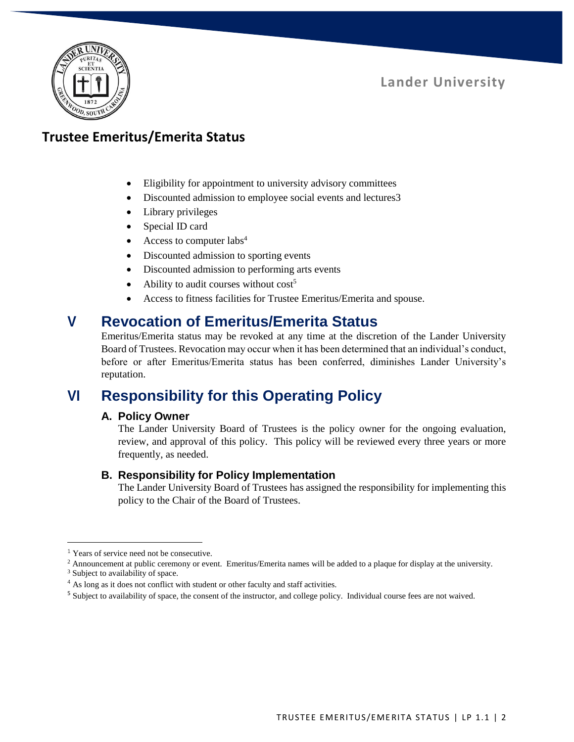# Trustee Emeritus/Emerita Status

- Eligibility for appointment to university advisory committees
- Discounted admission to employee social events and lectures3
- Library privileges
- Special ID card
- Access to computer labs[4]
- Discounted admission to sporting events
- Discounted admission to performing arts events
- Ability to audit courses without cost[5]
- Access to fitness facilities for Trustee Emeritus/Emerita and spouse.

## V Revocation of Emeritus/Emerita Status

Emeritus/Emerita status may be revoked at any time at the discretion of the Lander University Board of Trustees. Revocation may occur when it has been determined that an individual's conduct, before or after Emeritus/Emerita status has been conferred, diminishes Lander University's reputation.

## VI Responsibility for this Operating Policy

### A. Policy Owner

The Lander University Board of Trustees is the policy owner for the ongoing evaluation, review, and approval of this policy. This policy will be reviewed every three years or more frequently, as needed.

### B. Responsibility for Policy Implementation

The Lander University Board of Trustees has assigned the responsibility for implementing this policy to the Chair of the Board of Trustees.

---

[1] Years of service need not be consecutive.

[2] Announcement at public ceremony or event. Emeritus/Emerita names will be added to a plaque for display at the university.

[3] Subject to availability of space.

[4] As long as it does not conflict with student or other faculty and staff activities.

[5] Subject to availability of space, the consent of the instructor, and college policy. Individual course fees are not waived.